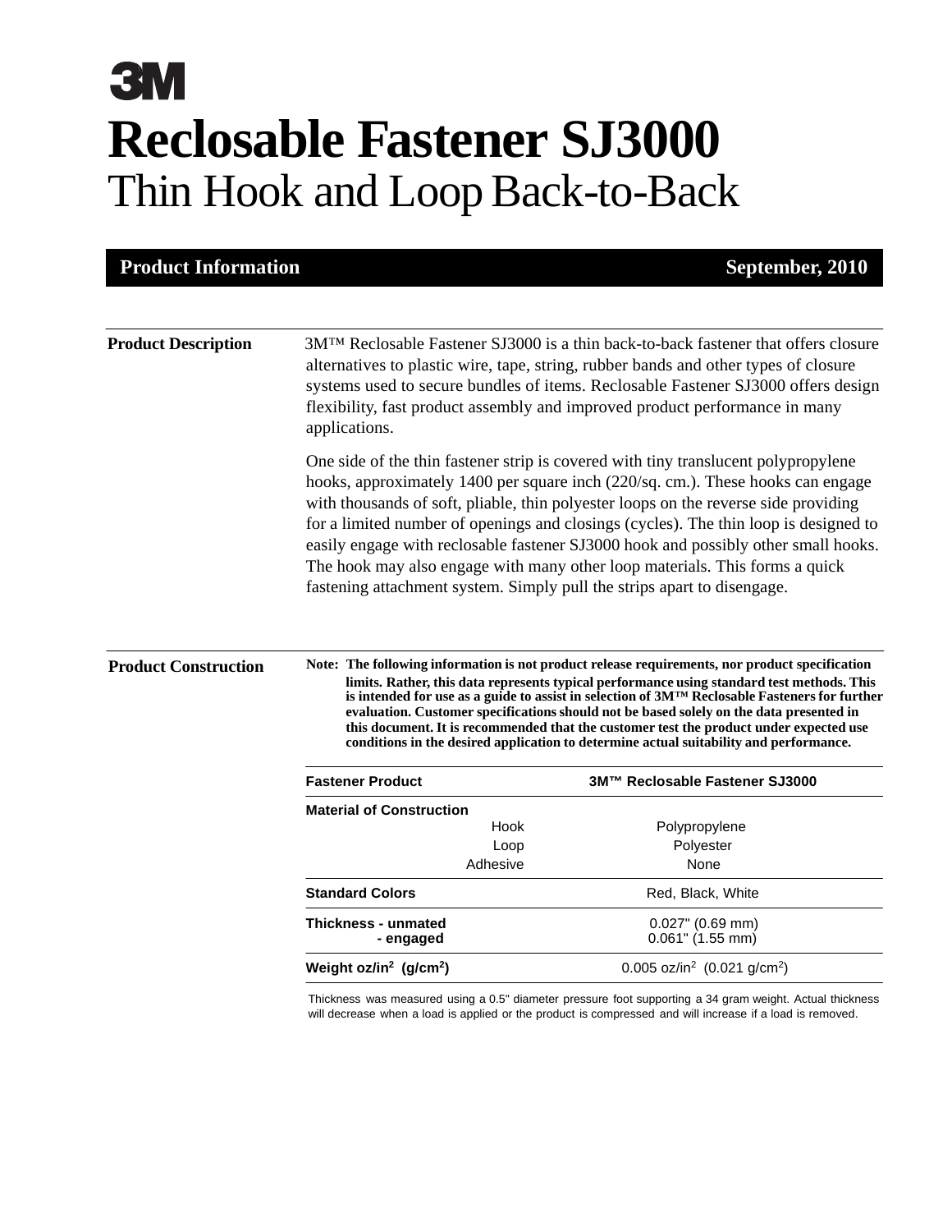3M

# Reclosable Fastener SJ3000

## Thin Hook and Loop Back-to-Back

**Product Information** — **September, 2010**

### Product Description

3M™ Reclosable Fastener SJ3000 is a thin back-to-back fastener that offers closure alternatives to plastic wire, tape, string, rubber bands and other types of closure systems used to secure bundles of items. Reclosable Fastener SJ3000 offers design flexibility, fast product assembly and improved product performance in many applications.

One side of the thin fastener strip is covered with tiny translucent polypropylene hooks, approximately 1400 per square inch (220/sq. cm.). These hooks can engage with thousands of soft, pliable, thin polyester loops on the reverse side providing for a limited number of openings and closings (cycles). The thin loop is designed to easily engage with reclosable fastener SJ3000 hook and possibly other small hooks. The hook may also engage with many other loop materials. This forms a quick fastening attachment system. Simply pull the strips apart to disengage.

### Product Construction

**Note: The following information is not product release requirements, nor product specification limits. Rather, this data represents typical performance using standard test methods. This is intended for use as a guide to assist in selection of 3M™ Reclosable Fasteners for further evaluation. Customer specifications should not be based solely on the data presented in this document. It is recommended that the customer test the product under expected use conditions in the desired application to determine actual suitability and performance.**

| Fastener Product | | 3M™ Reclosable Fastener SJ3000 |
|---|---|---|
| **Material of Construction** | | |
| | Hook | Polypropylene |
| | Loop | Polyester |
| | Adhesive | None |
| **Standard Colors** | | Red, Black, White |
| **Thickness - unmated** | | 0.027" (0.69 mm) |
| **- engaged** | | 0.061" (1.55 mm) |
| **Weight oz/in$^2$ (g/cm$^2$)** | | 0.005 oz/in$^2$ (0.021 g/cm$^2$) |

Thickness was measured using a 0.5" diameter pressure foot supporting a 34 gram weight. Actual thickness will decrease when a load is applied or the product is compressed and will increase if a load is removed.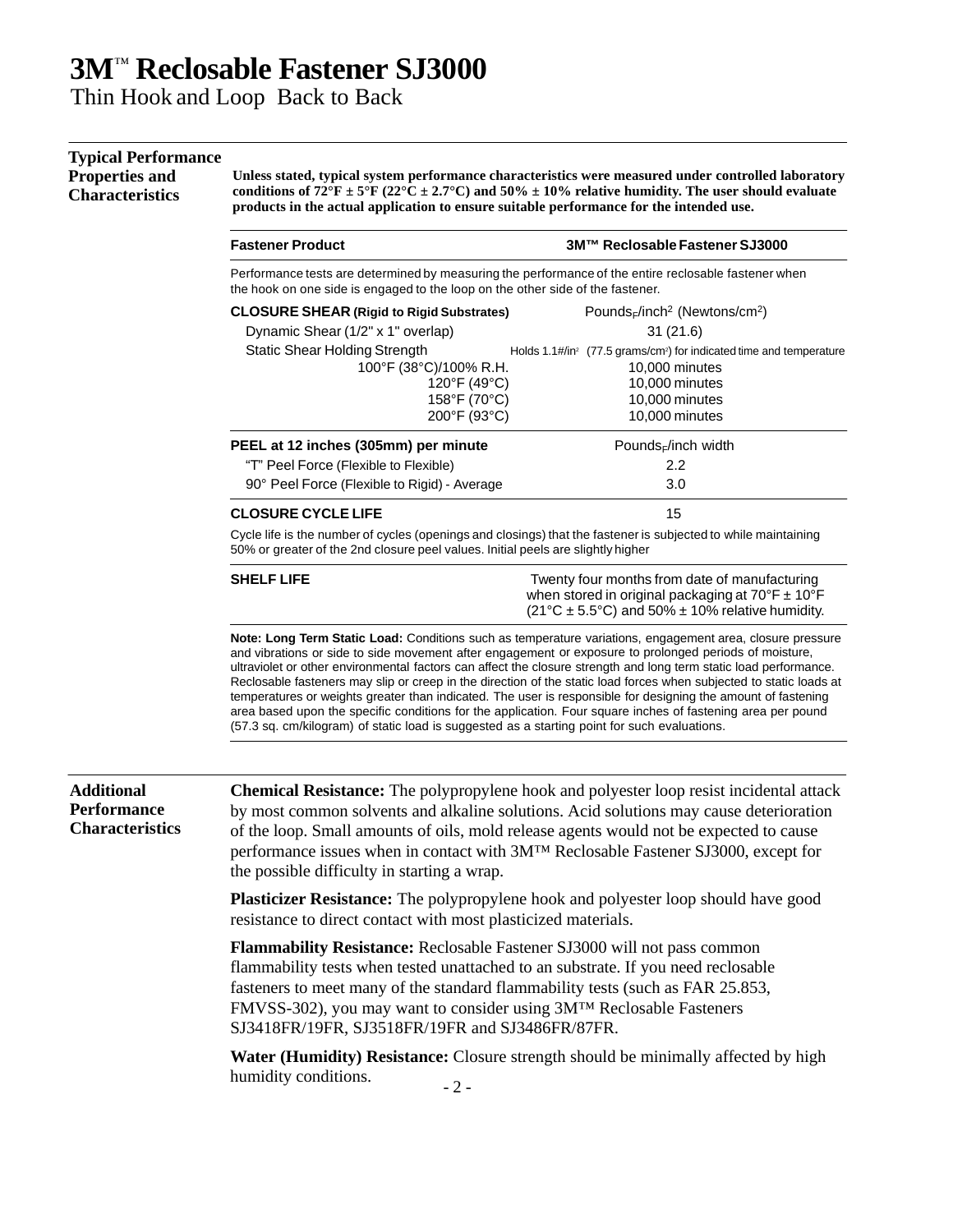# 3M™ Reclosable Fastener SJ3000

Thin Hook and Loop Back to Back

## Typical Performance Properties and Characteristics

**Unless stated, typical system performance characteristics were measured under controlled laboratory conditions of 72°F ± 5°F (22°C ± 2.7°C) and 50% ± 10% relative humidity. The user should evaluate products in the actual application to ensure suitable performance for the intended use.**

| Fastener Product | 3M™ Reclosable Fastener SJ3000 |
|---|---|
| Performance tests are determined by measuring the performance of the entire reclosable fastener when the hook on one side is engaged to the loop on the other side of the fastener. | |
| **CLOSURE SHEAR (Rigid to Rigid Substrates)** | $Pounds_F/inch^2$ ($Newtons/cm^2$) |
| Dynamic Shear (1/2" x 1" overlap) | 31 (21.6) |
| Static Shear Holding Strength | Holds 1.1#/in² (77.5 grams/cm²) for indicated time and temperature |
| 100°F (38°C)/100% R.H. | 10,000 minutes |
| 120°F (49°C) | 10,000 minutes |
| 158°F (70°C) | 10,000 minutes |
| 200°F (93°C) | 10,000 minutes |
| **PEEL at 12 inches (305mm) per minute** | $Pounds_F$/inch width |
| "T" Peel Force (Flexible to Flexible) | 2.2 |
| 90° Peel Force (Flexible to Rigid) - Average | 3.0 |
| **CLOSURE CYCLE LIFE** | 15 |
| Cycle life is the number of cycles (openings and closings) that the fastener is subjected to while maintaining 50% or greater of the 2nd closure peel values. Initial peels are slightly higher | |
| **SHELF LIFE** | Twenty four months from date of manufacturing when stored in original packaging at 70°F ± 10°F (21°C ± 5.5°C) and 50% ± 10% relative humidity. |

**Note: Long Term Static Load:** Conditions such as temperature variations, engagement area, closure pressure and vibrations or side to side movement after engagement or exposure to prolonged periods of moisture, ultraviolet or other environmental factors can affect the closure strength and long term static load performance. Reclosable fasteners may slip or creep in the direction of the static load forces when subjected to static loads at temperatures or weights greater than indicated. The user is responsible for designing the amount of fastening area based upon the specific conditions for the application. Four square inches of fastening area per pound (57.3 sq. cm/kilogram) of static load is suggested as a starting point for such evaluations.

## Additional Performance Characteristics

**Chemical Resistance:** The polypropylene hook and polyester loop resist incidental attack by most common solvents and alkaline solutions. Acid solutions may cause deterioration of the loop. Small amounts of oils, mold release agents would not be expected to cause performance issues when in contact with 3M™ Reclosable Fastener SJ3000, except for the possible difficulty in starting a wrap.

**Plasticizer Resistance:** The polypropylene hook and polyester loop should have good resistance to direct contact with most plasticized materials.

**Flammability Resistance:** Reclosable Fastener SJ3000 will not pass common flammability tests when tested unattached to an substrate. If you need reclosable fasteners to meet many of the standard flammability tests (such as FAR 25.853, FMVSS-302), you may want to consider using 3M™ Reclosable Fasteners SJ3418FR/19FR, SJ3518FR/19FR and SJ3486FR/87FR.

**Water (Humidity) Resistance:** Closure strength should be minimally affected by high humidity conditions.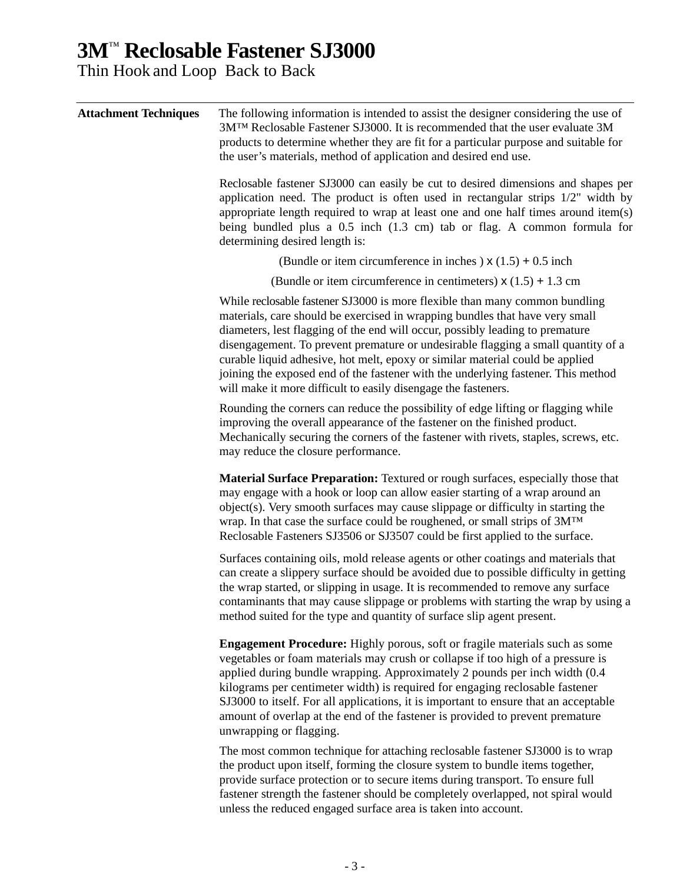# 3M™ Reclosable Fastener SJ3000

Thin Hook and Loop Back to Back

---

**Attachment Techniques**

The following information is intended to assist the designer considering the use of 3M™ Reclosable Fastener SJ3000. It is recommended that the user evaluate 3M products to determine whether they are fit for a particular purpose and suitable for the user's materials, method of application and desired end use.

Reclosable fastener SJ3000 can easily be cut to desired dimensions and shapes per application need. The product is often used in rectangular strips 1/2" width by appropriate length required to wrap at least one and one half times around item(s) being bundled plus a 0.5 inch (1.3 cm) tab or flag. A common formula for determining desired length is:

(Bundle or item circumference in inches ) x (1.5) + 0.5 inch

(Bundle or item circumference in centimeters) x (1.5) + 1.3 cm

While reclosable fastener SJ3000 is more flexible than many common bundling materials, care should be exercised in wrapping bundles that have very small diameters, lest flagging of the end will occur, possibly leading to premature disengagement. To prevent premature or undesirable flagging a small quantity of a curable liquid adhesive, hot melt, epoxy or similar material could be applied joining the exposed end of the fastener with the underlying fastener. This method will make it more difficult to easily disengage the fasteners.

Rounding the corners can reduce the possibility of edge lifting or flagging while improving the overall appearance of the fastener on the finished product. Mechanically securing the corners of the fastener with rivets, staples, screws, etc. may reduce the closure performance.

**Material Surface Preparation:** Textured or rough surfaces, especially those that may engage with a hook or loop can allow easier starting of a wrap around an object(s). Very smooth surfaces may cause slippage or difficulty in starting the wrap. In that case the surface could be roughened, or small strips of 3M™ Reclosable Fasteners SJ3506 or SJ3507 could be first applied to the surface.

Surfaces containing oils, mold release agents or other coatings and materials that can create a slippery surface should be avoided due to possible difficulty in getting the wrap started, or slipping in usage. It is recommended to remove any surface contaminants that may cause slippage or problems with starting the wrap by using a method suited for the type and quantity of surface slip agent present.

**Engagement Procedure:** Highly porous, soft or fragile materials such as some vegetables or foam materials may crush or collapse if too high of a pressure is applied during bundle wrapping. Approximately 2 pounds per inch width (0.4 kilograms per centimeter width) is required for engaging reclosable fastener SJ3000 to itself. For all applications, it is important to ensure that an acceptable amount of overlap at the end of the fastener is provided to prevent premature unwrapping or flagging.

The most common technique for attaching reclosable fastener SJ3000 is to wrap the product upon itself, forming the closure system to bundle items together, provide surface protection or to secure items during transport. To ensure full fastener strength the fastener should be completely overlapped, not spiral would unless the reduced engaged surface area is taken into account.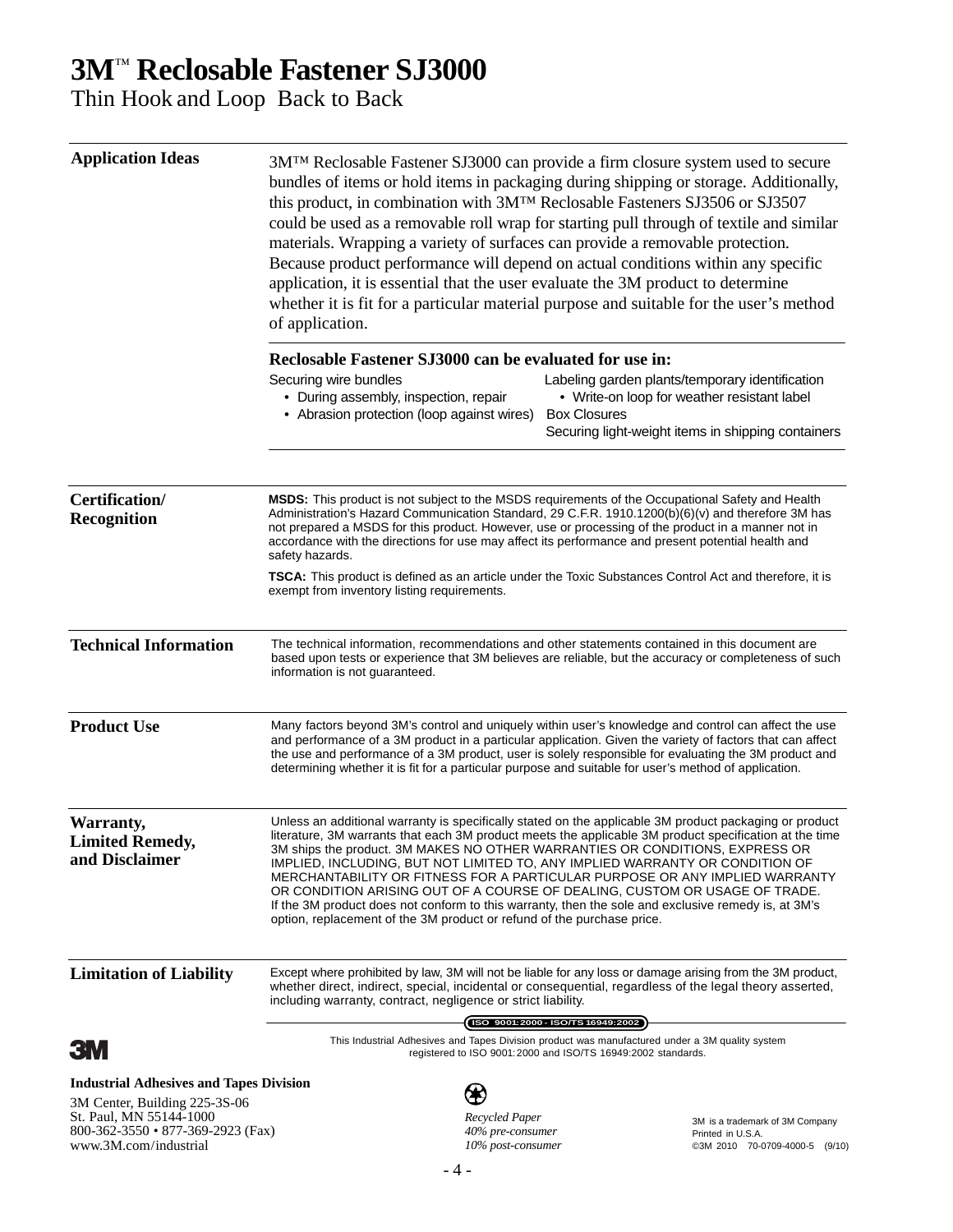# 3M™ Reclosable Fastener SJ3000

Thin Hook and Loop Back to Back

## Application Ideas

3M™ Reclosable Fastener SJ3000 can provide a firm closure system used to secure bundles of items or hold items in packaging during shipping or storage. Additionally, this product, in combination with 3M™ Reclosable Fasteners SJ3506 or SJ3507 could be used as a removable roll wrap for starting pull through of textile and similar materials. Wrapping a variety of surfaces can provide a removable protection. Because product performance will depend on actual conditions within any specific application, it is essential that the user evaluate the 3M product to determine whether it is fit for a particular material purpose and suitable for the user's method of application.

**Reclosable Fastener SJ3000 can be evaluated for use in:**

Securing wire bundles
- During assembly, inspection, repair
- Abrasion protection (loop against wires)

Labeling garden plants/temporary identification
- Write-on loop for weather resistant label

Box Closures

Securing light-weight items in shipping containers

## Certification/ Recognition

**MSDS:** This product is not subject to the MSDS requirements of the Occupational Safety and Health Administration's Hazard Communication Standard, 29 C.F.R. 1910.1200(b)(6)(v) and therefore 3M has not prepared a MSDS for this product. However, use or processing of the product in a manner not in accordance with the directions for use may affect its performance and present potential health and safety hazards.

**TSCA:** This product is defined as an article under the Toxic Substances Control Act and therefore, it is exempt from inventory listing requirements.

## Technical Information

The technical information, recommendations and other statements contained in this document are based upon tests or experience that 3M believes are reliable, but the accuracy or completeness of such information is not guaranteed.

## Product Use

Many factors beyond 3M's control and uniquely within user's knowledge and control can affect the use and performance of a 3M product in a particular application. Given the variety of factors that can affect the use and performance of a 3M product, user is solely responsible for evaluating the 3M product and determining whether it is fit for a particular purpose and suitable for user's method of application.

## Warranty, Limited Remedy, and Disclaimer

Unless an additional warranty is specifically stated on the applicable 3M product packaging or product literature, 3M warrants that each 3M product meets the applicable 3M product specification at the time 3M ships the product. 3M MAKES NO OTHER WARRANTIES OR CONDITIONS, EXPRESS OR IMPLIED, INCLUDING, BUT NOT LIMITED TO, ANY IMPLIED WARRANTY OR CONDITION OF MERCHANTABILITY OR FITNESS FOR A PARTICULAR PURPOSE OR ANY IMPLIED WARRANTY OR CONDITION ARISING OUT OF A COURSE OF DEALING, CUSTOM OR USAGE OF TRADE. If the 3M product does not conform to this warranty, then the sole and exclusive remedy is, at 3M's option, replacement of the 3M product or refund of the purchase price.

## Limitation of Liability

Except where prohibited by law, 3M will not be liable for any loss or damage arising from the 3M product, whether direct, indirect, special, incidental or consequential, regardless of the legal theory asserted, including warranty, contract, negligence or strict liability.

ISO 9001:2000 - ISO/TS 16949:2002

This Industrial Adhesives and Tapes Division product was manufactured under a 3M quality system registered to ISO 9001:2000 and ISO/TS 16949:2002 standards.

3M

**Industrial Adhesives and Tapes Division**

3M Center, Building 225-3S-06
St. Paul, MN 55144-1000
800-362-3550 • 877-369-2923 (Fax)
www.3M.com/industrial

*Recycled Paper*
*40% pre-consumer*
*10% post-consumer*

3M is a trademark of 3M Company
Printed in U.S.A.
©3M 2010 70-0709-4000-5 (9/10)